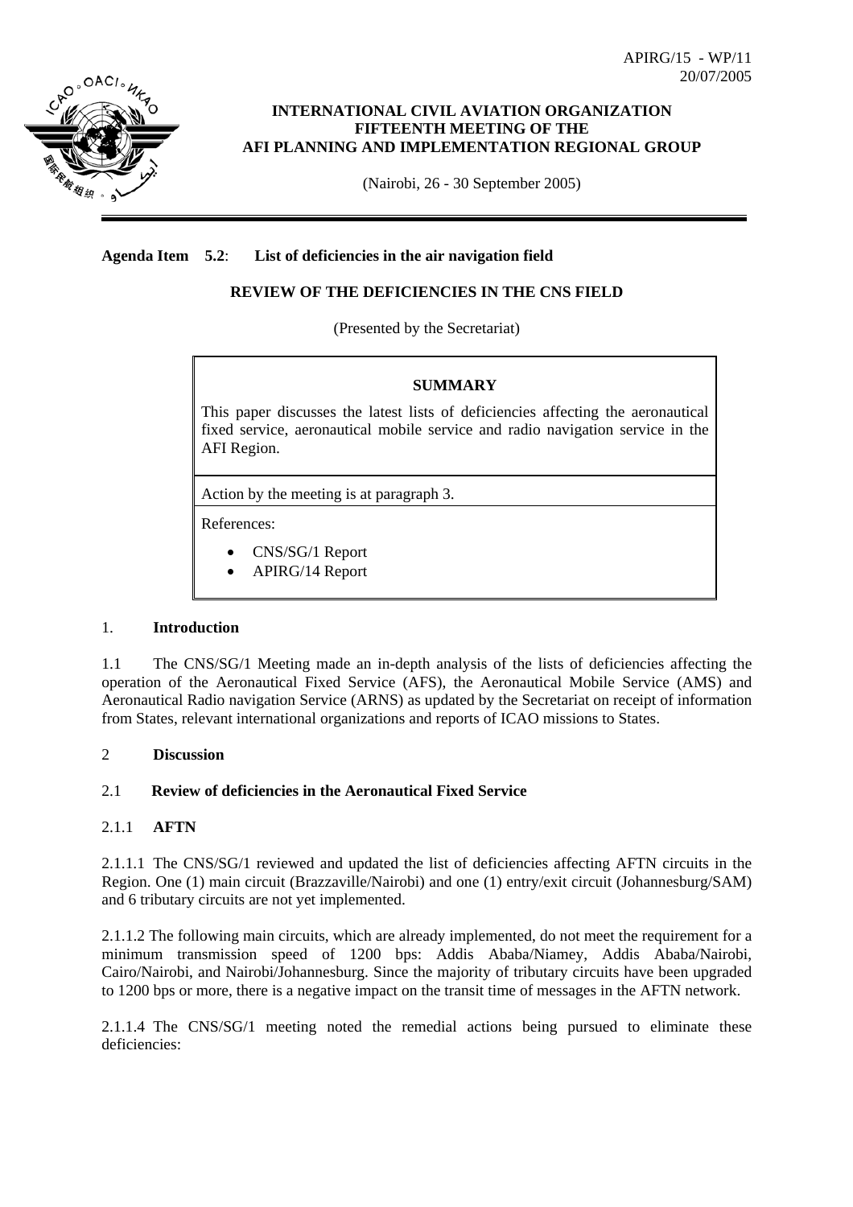APIRG/15 - WP/11
20/07/2005

**INTERNATIONAL CIVIL AVIATION ORGANIZATION**
**FIFTEENTH MEETING OF THE**
**AFI PLANNING AND IMPLEMENTATION REGIONAL GROUP**

(Nairobi, 26 - 30 September 2005)

---

**Agenda Item 5.2**: **List of deficiencies in the air navigation field**

**REVIEW OF THE DEFICIENCIES IN THE CNS FIELD**

(Presented by the Secretariat)

| **SUMMARY** |
| --- |
| This paper discusses the latest lists of deficiencies affecting the aeronautical fixed service, aeronautical mobile service and radio navigation service in the AFI Region. |
| Action by the meeting is at paragraph 3. |
| References: <br>• CNS/SG/1 Report <br>• APIRG/14 Report |

## 1. Introduction

1.1 The CNS/SG/1 Meeting made an in-depth analysis of the lists of deficiencies affecting the operation of the Aeronautical Fixed Service (AFS), the Aeronautical Mobile Service (AMS) and Aeronautical Radio navigation Service (ARNS) as updated by the Secretariat on receipt of information from States, relevant international organizations and reports of ICAO missions to States.

## 2 Discussion

### 2.1 Review of deficiencies in the Aeronautical Fixed Service

#### 2.1.1 AFTN

2.1.1.1 The CNS/SG/1 reviewed and updated the list of deficiencies affecting AFTN circuits in the Region. One (1) main circuit (Brazzaville/Nairobi) and one (1) entry/exit circuit (Johannesburg/SAM) and 6 tributary circuits are not yet implemented.

2.1.1.2 The following main circuits, which are already implemented, do not meet the requirement for a minimum transmission speed of 1200 bps: Addis Ababa/Niamey, Addis Ababa/Nairobi, Cairo/Nairobi, and Nairobi/Johannesburg. Since the majority of tributary circuits have been upgraded to 1200 bps or more, there is a negative impact on the transit time of messages in the AFTN network.

2.1.1.4 The CNS/SG/1 meeting noted the remedial actions being pursued to eliminate these deficiencies: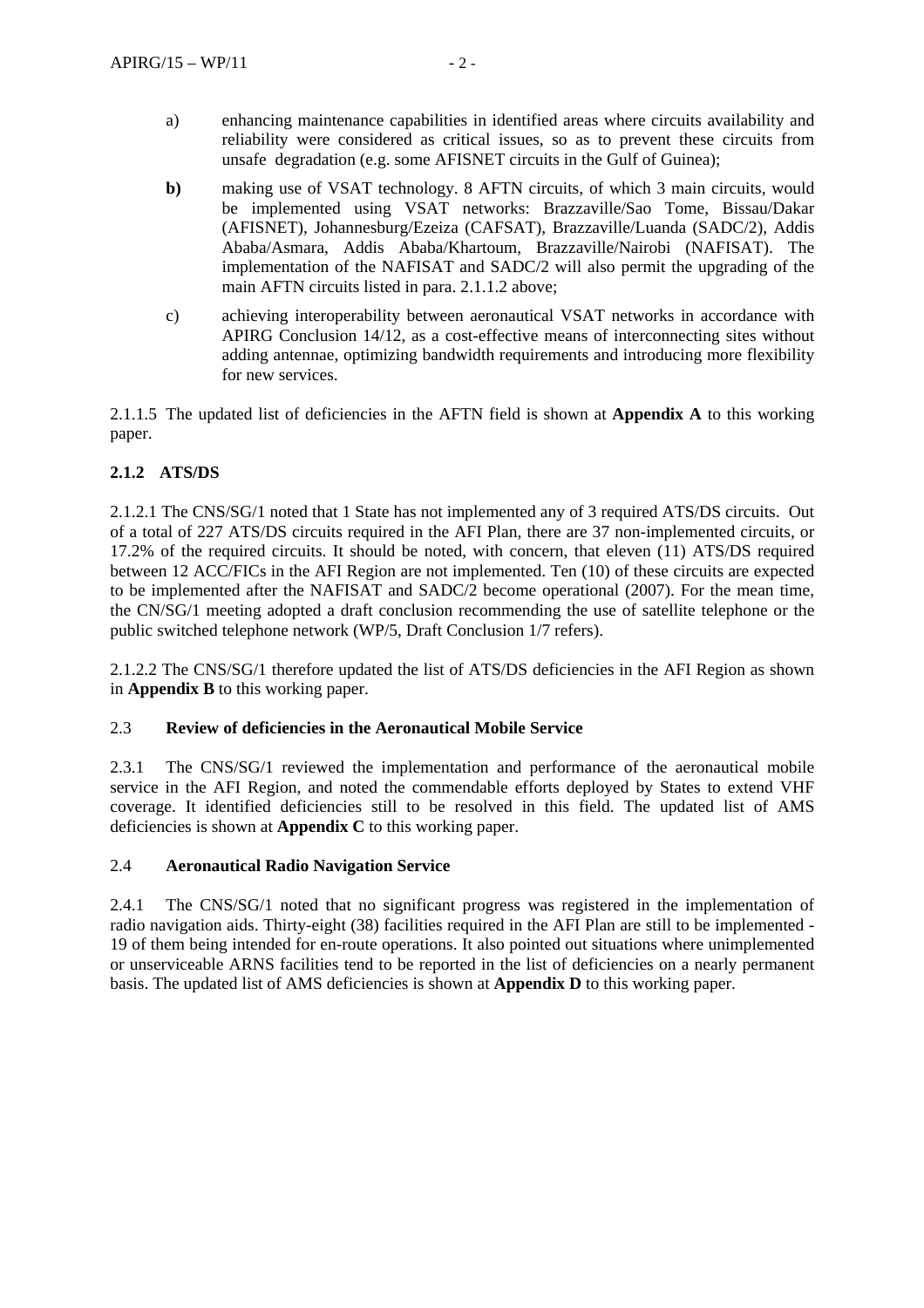a) enhancing maintenance capabilities in identified areas where circuits availability and reliability were considered as critical issues, so as to prevent these circuits from unsafe degradation (e.g. some AFISNET circuits in the Gulf of Guinea);

**b)** making use of VSAT technology. 8 AFTN circuits, of which 3 main circuits, would be implemented using VSAT networks: Brazzaville/Sao Tome, Bissau/Dakar (AFISNET), Johannesburg/Ezeiza (CAFSAT), Brazzaville/Luanda (SADC/2), Addis Ababa/Asmara, Addis Ababa/Khartoum, Brazzaville/Nairobi (NAFISAT). The implementation of the NAFISAT and SADC/2 will also permit the upgrading of the main AFTN circuits listed in para. 2.1.1.2 above;

c) achieving interoperability between aeronautical VSAT networks in accordance with APIRG Conclusion 14/12, as a cost-effective means of interconnecting sites without adding antennae, optimizing bandwidth requirements and introducing more flexibility for new services.

2.1.1.5 The updated list of deficiencies in the AFTN field is shown at **Appendix A** to this working paper.

### 2.1.2 ATS/DS

2.1.2.1 The CNS/SG/1 noted that 1 State has not implemented any of 3 required ATS/DS circuits. Out of a total of 227 ATS/DS circuits required in the AFI Plan, there are 37 non-implemented circuits, or 17.2% of the required circuits. It should be noted, with concern, that eleven (11) ATS/DS required between 12 ACC/FICs in the AFI Region are not implemented. Ten (10) of these circuits are expected to be implemented after the NAFISAT and SADC/2 become operational (2007). For the mean time, the CN/SG/1 meeting adopted a draft conclusion recommending the use of satellite telephone or the public switched telephone network (WP/5, Draft Conclusion 1/7 refers).

2.1.2.2 The CNS/SG/1 therefore updated the list of ATS/DS deficiencies in the AFI Region as shown in **Appendix B** to this working paper.

### 2.3 Review of deficiencies in the Aeronautical Mobile Service

2.3.1 The CNS/SG/1 reviewed the implementation and performance of the aeronautical mobile service in the AFI Region, and noted the commendable efforts deployed by States to extend VHF coverage. It identified deficiencies still to be resolved in this field. The updated list of AMS deficiencies is shown at **Appendix C** to this working paper.

### 2.4 Aeronautical Radio Navigation Service

2.4.1 The CNS/SG/1 noted that no significant progress was registered in the implementation of radio navigation aids. Thirty-eight (38) facilities required in the AFI Plan are still to be implemented - 19 of them being intended for en-route operations. It also pointed out situations where unimplemented or unserviceable ARNS facilities tend to be reported in the list of deficiencies on a nearly permanent basis. The updated list of AMS deficiencies is shown at **Appendix D** to this working paper.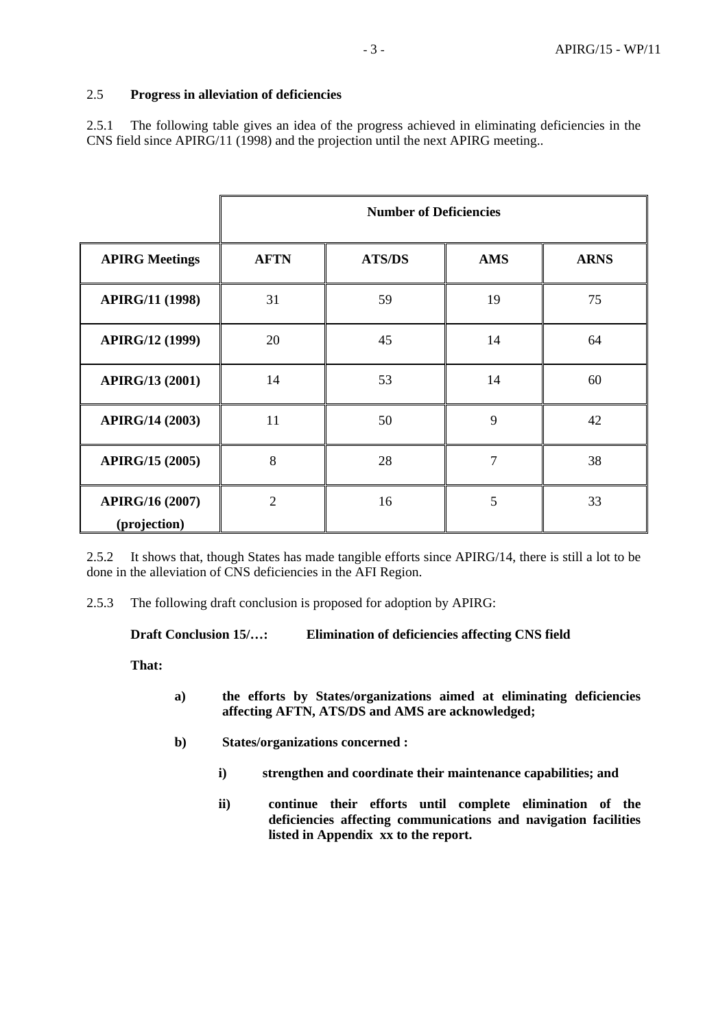## 2.5 **Progress in alleviation of deficiencies**

2.5.1 The following table gives an idea of the progress achieved in eliminating deficiencies in the CNS field since APIRG/11 (1998) and the projection until the next APIRG meeting..

| | **Number of Deficiencies** | | | |
|---|---|---|---|---|
| **APIRG Meetings** | **AFTN** | **ATS/DS** | **AMS** | **ARNS** |
| **APIRG/11 (1998)** | 31 | 59 | 19 | 75 |
| **APIRG/12 (1999)** | 20 | 45 | 14 | 64 |
| **APIRG/13 (2001)** | 14 | 53 | 14 | 60 |
| **APIRG/14 (2003)** | 11 | 50 | 9 | 42 |
| **APIRG/15 (2005)** | 8 | 28 | 7 | 38 |
| **APIRG/16 (2007) (projection)** | 2 | 16 | 5 | 33 |

2.5.2 It shows that, though States has made tangible efforts since APIRG/14, there is still a lot to be done in the alleviation of CNS deficiencies in the AFI Region.

2.5.3 The following draft conclusion is proposed for adoption by APIRG:

**Draft Conclusion 15/…: Elimination of deficiencies affecting CNS field**

**That:**

- **a)** **the efforts by States/organizations aimed at eliminating deficiencies affecting AFTN, ATS/DS and AMS are acknowledged;**
- **b)** **States/organizations concerned :**
  - **i)** **strengthen and coordinate their maintenance capabilities; and**
  - **ii)** **continue their efforts until complete elimination of the deficiencies affecting communications and navigation facilities listed in Appendix xx to the report.**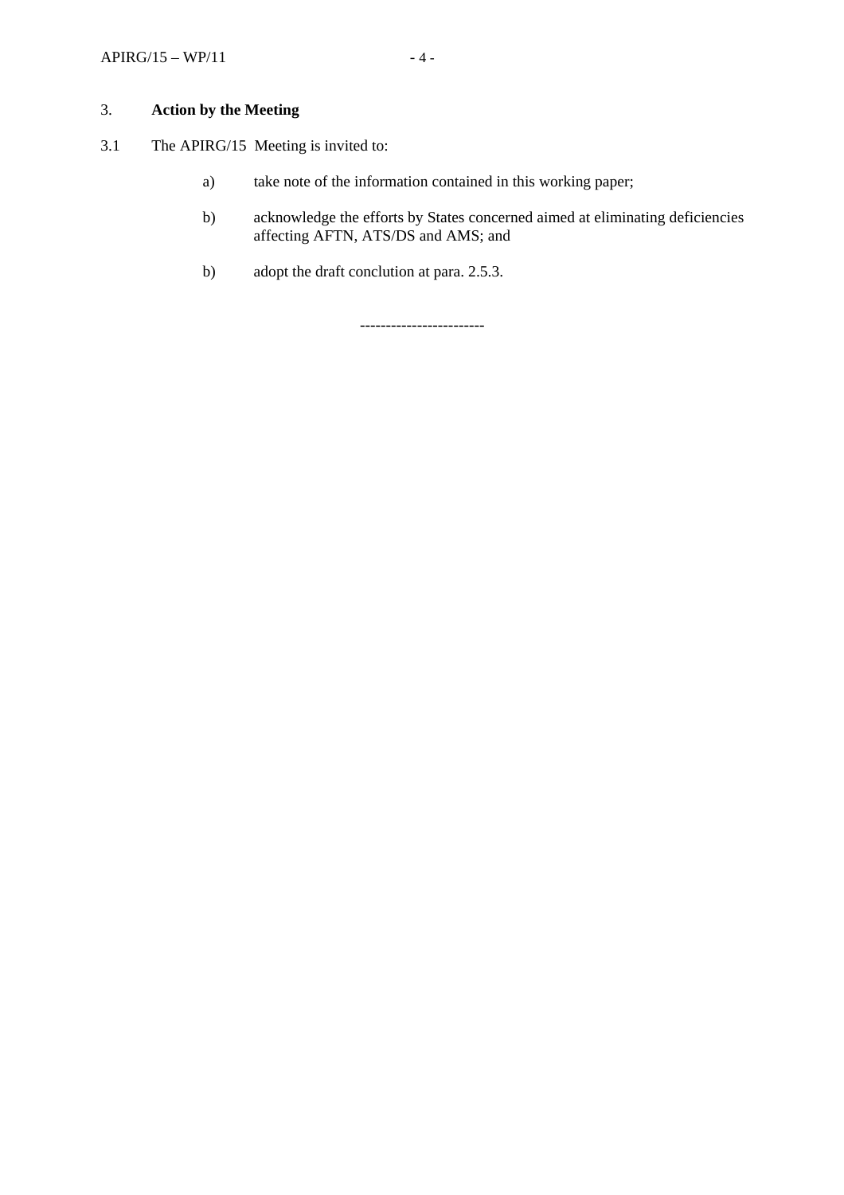## 3. **Action by the Meeting**

3.1 The APIRG/15 Meeting is invited to:

a) take note of the information contained in this working paper;

b) acknowledge the efforts by States concerned aimed at eliminating deficiencies affecting AFTN, ATS/DS and AMS; and

b) adopt the draft conclution at para. 2.5.3.

------------------------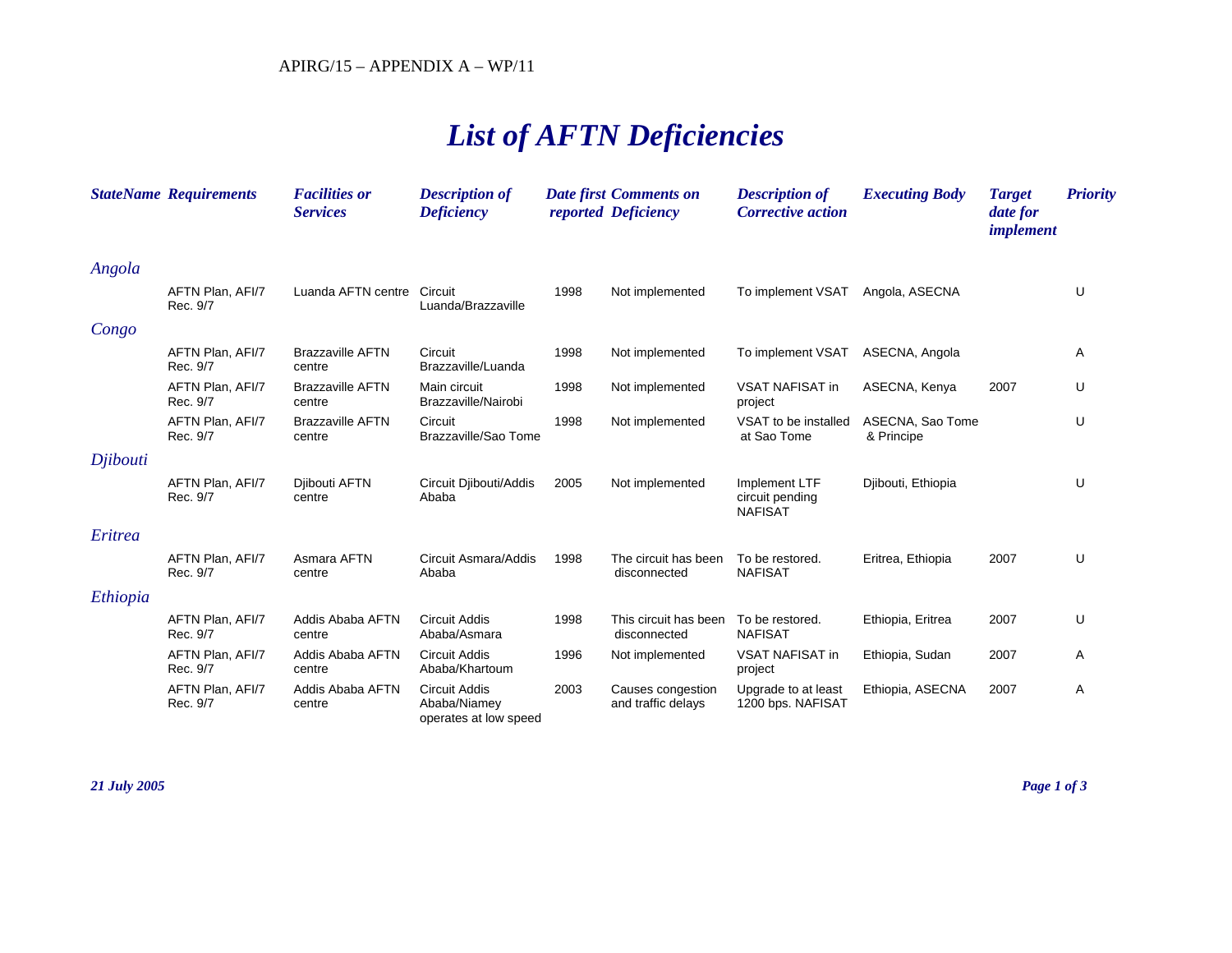# List of AFTN Deficiencies

| StateName | Requirements | Facilities or Services | Description of Deficiency | Date first reported | Comments on Deficiency | Description of Corrective action | Executing Body | Target date for implement | Priority |
|---|---|---|---|---|---|---|---|---|---|
| *Angola* | | | | | | | | | |
| | AFTN Plan, AFI/7 Rec. 9/7 | Luanda AFTN centre | Circuit Luanda/Brazzaville | 1998 | Not implemented | To implement VSAT | Angola, ASECNA | | U |
| *Congo* | | | | | | | | | |
| | AFTN Plan, AFI/7 Rec. 9/7 | Brazzaville AFTN centre | Circuit Brazzaville/Luanda | 1998 | Not implemented | To implement VSAT | ASECNA, Angola | | A |
| | AFTN Plan, AFI/7 Rec. 9/7 | Brazzaville AFTN centre | Main circuit Brazzaville/Nairobi | 1998 | Not implemented | VSAT NAFISAT in project | ASECNA, Kenya | 2007 | U |
| | AFTN Plan, AFI/7 Rec. 9/7 | Brazzaville AFTN centre | Circuit Brazzaville/Sao Tome | 1998 | Not implemented | VSAT to be installed at Sao Tome | ASECNA, Sao Tome & Principe | | U |
| *Djibouti* | | | | | | | | | |
| | AFTN Plan, AFI/7 Rec. 9/7 | Djibouti AFTN centre | Circuit Djibouti/Addis Ababa | 2005 | Not implemented | Implement LTF circuit pending NAFISAT | Djibouti, Ethiopia | | U |
| *Eritrea* | | | | | | | | | |
| | AFTN Plan, AFI/7 Rec. 9/7 | Asmara AFTN centre | Circuit Asmara/Addis Ababa | 1998 | The circuit has been disconnected | To be restored. NAFISAT | Eritrea, Ethiopia | 2007 | U |
| *Ethiopia* | | | | | | | | | |
| | AFTN Plan, AFI/7 Rec. 9/7 | Addis Ababa AFTN centre | Circuit Addis Ababa/Asmara | 1998 | This circuit has been disconnected | To be restored. NAFISAT | Ethiopia, Eritrea | 2007 | U |
| | AFTN Plan, AFI/7 Rec. 9/7 | Addis Ababa AFTN centre | Circuit Addis Ababa/Khartoum | 1996 | Not implemented | VSAT NAFISAT in project | Ethiopia, Sudan | 2007 | A |
| | AFTN Plan, AFI/7 Rec. 9/7 | Addis Ababa AFTN centre | Circuit Addis Ababa/Niamey operates at low speed | 2003 | Causes congestion and traffic delays | Upgrade to at least 1200 bps. NAFISAT | Ethiopia, ASECNA | 2007 | A |

*21 July 2005*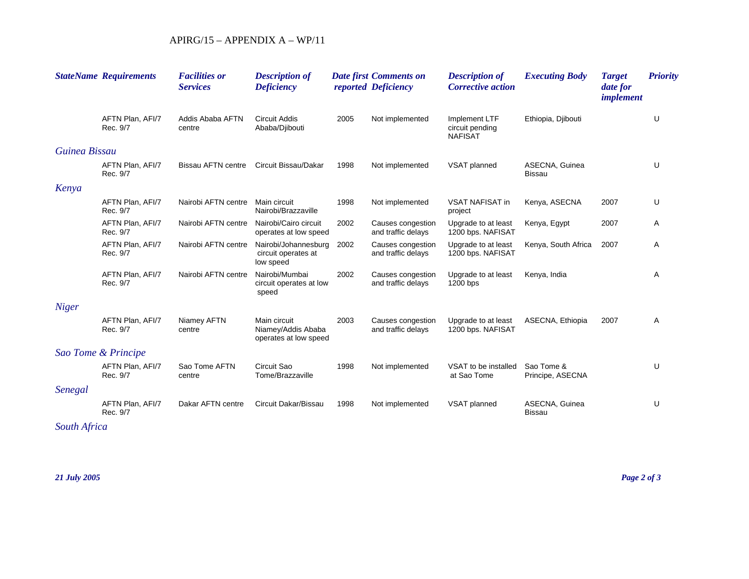| StateName | Requirements | Facilities or Services | Description of Deficiency | Date first reported | Comments on Deficiency | Description of Corrective action | Executing Body | Target date for implement | Priority |
|---|---|---|---|---|---|---|---|---|---|
| | AFTN Plan, AFI/7 Rec. 9/7 | Addis Ababa AFTN centre | Circuit Addis Ababa/Djibouti | 2005 | Not implemented | Implement LTF circuit pending NAFISAT | Ethiopia, Djibouti | | U |
| *Guinea Bissau* | | | | | | | | | |
| | AFTN Plan, AFI/7 Rec. 9/7 | Bissau AFTN centre | Circuit Bissau/Dakar | 1998 | Not implemented | VSAT planned | ASECNA, Guinea Bissau | | U |
| *Kenya* | | | | | | | | | |
| | AFTN Plan, AFI/7 Rec. 9/7 | Nairobi AFTN centre | Main circuit Nairobi/Brazzaville | 1998 | Not implemented | VSAT NAFISAT in project | Kenya, ASECNA | 2007 | U |
| | AFTN Plan, AFI/7 Rec. 9/7 | Nairobi AFTN centre | Nairobi/Cairo circuit operates at low speed | 2002 | Causes congestion and traffic delays | Upgrade to at least 1200 bps. NAFISAT | Kenya, Egypt | 2007 | A |
| | AFTN Plan, AFI/7 Rec. 9/7 | Nairobi AFTN centre | Nairobi/Johannesburg circuit operates at low speed | 2002 | Causes congestion and traffic delays | Upgrade to at least 1200 bps. NAFISAT | Kenya, South Africa | 2007 | A |
| | AFTN Plan, AFI/7 Rec. 9/7 | Nairobi AFTN centre | Nairobi/Mumbai circuit operates at low speed | 2002 | Causes congestion and traffic delays | Upgrade to at least 1200 bps | Kenya, India | | A |
| *Niger* | | | | | | | | | |
| | AFTN Plan, AFI/7 Rec. 9/7 | Niamey AFTN centre | Main circuit Niamey/Addis Ababa operates at low speed | 2003 | Causes congestion and traffic delays | Upgrade to at least 1200 bps. NAFISAT | ASECNA, Ethiopia | 2007 | A |
| *Sao Tome & Principe* | | | | | | | | | |
| | AFTN Plan, AFI/7 Rec. 9/7 | Sao Tome AFTN centre | Circuit Sao Tome/Brazzaville | 1998 | Not implemented | VSAT to be installed at Sao Tome | Sao Tome & Principe, ASECNA | | U |
| *Senegal* | | | | | | | | | |
| | AFTN Plan, AFI/7 Rec. 9/7 | Dakar AFTN centre | Circuit Dakar/Bissau | 1998 | Not implemented | VSAT planned | ASECNA, Guinea Bissau | | U |
| *South Africa* | | | | | | | | | |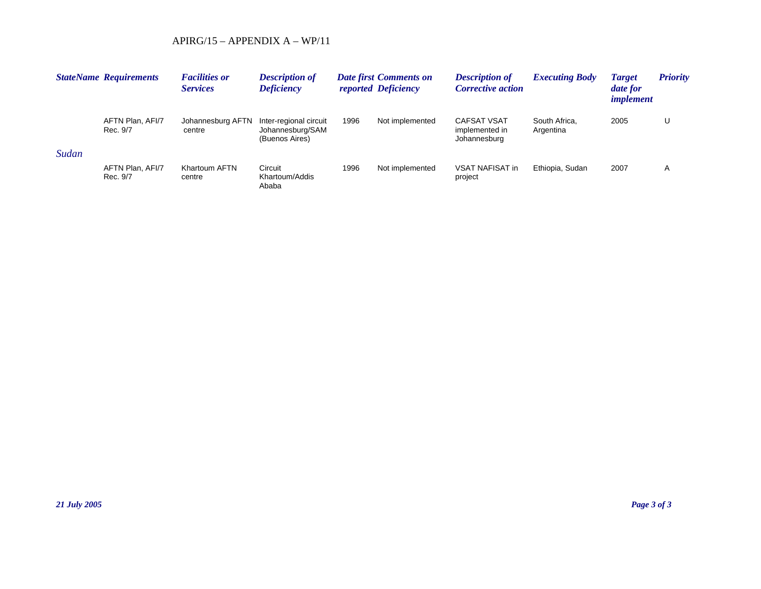| StateName | Requirements | Facilities or Services | Description of Deficiency | Date first reported | Comments on Deficiency | Description of Corrective action | Executing Body | Target date for implement | Priority |
|---|---|---|---|---|---|---|---|---|---|
| | AFTN Plan, AFI/7 Rec. 9/7 | Johannesburg AFTN centre | Inter-regional circuit Johannesburg/SAM (Buenos Aires) | 1996 | Not implemented | CAFSAT VSAT implemented in Johannesburg | South Africa, Argentina | 2005 | U |
| *Sudan* | | | | | | | | | |
| | AFTN Plan, AFI/7 Rec. 9/7 | Khartoum AFTN centre | Circuit Khartoum/Addis Ababa | 1996 | Not implemented | VSAT NAFISAT in project | Ethiopia, Sudan | 2007 | A |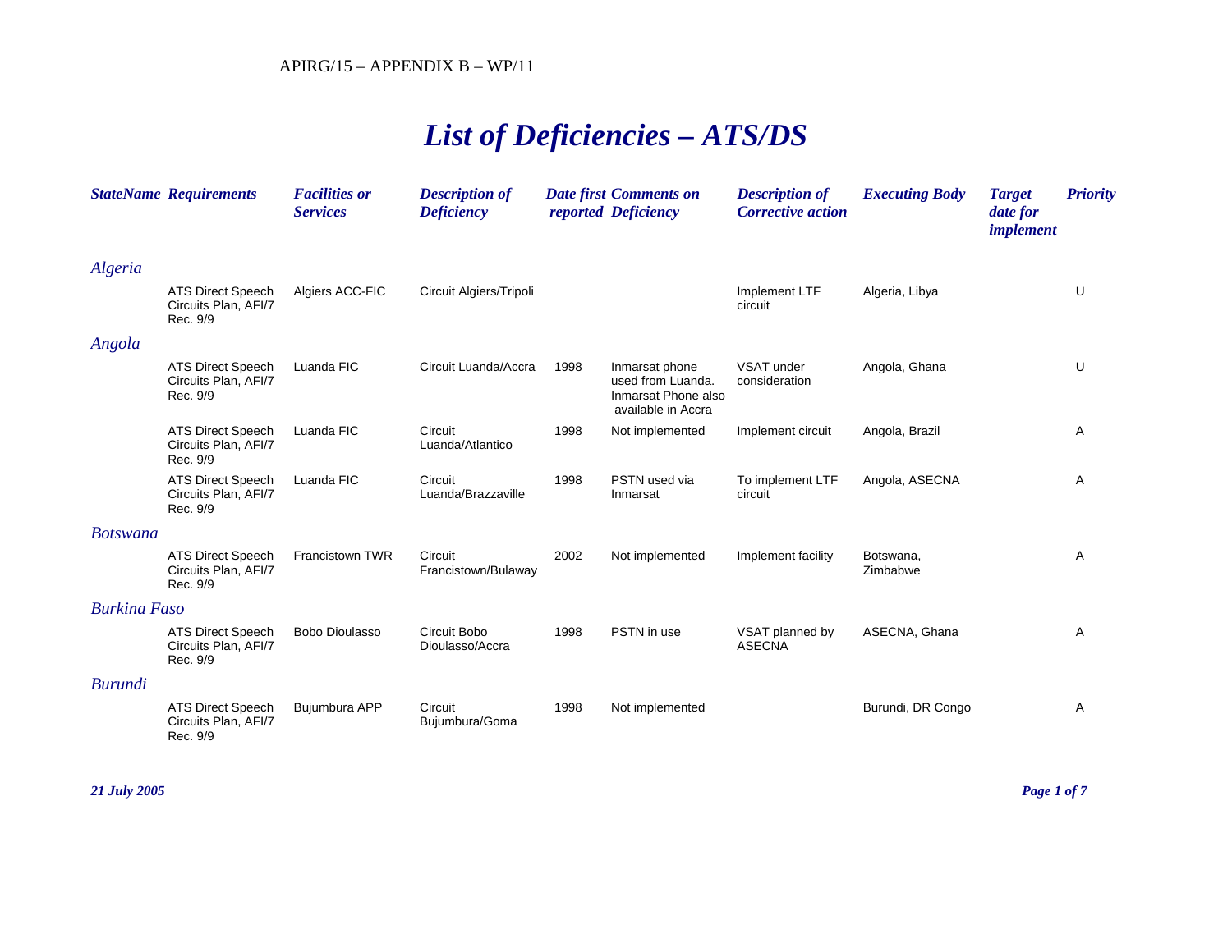APIRG/15 – APPENDIX B – WP/11

# *List of Deficiencies – ATS/DS*

| *StateName* | *Requirements* | *Facilities or Services* | *Description of Deficiency* | *Date first reported* | *Comments on Deficiency* | *Description of Corrective action* | *Executing Body* | *Target date for implement* | *Priority* |
|---|---|---|---|---|---|---|---|---|---|
| *Algeria* | | | | | | | | | |
| | ATS Direct Speech Circuits Plan, AFI/7 Rec. 9/9 | Algiers ACC-FIC | Circuit Algiers/Tripoli | | | Implement LTF circuit | Algeria, Libya | | U |
| *Angola* | | | | | | | | | |
| | ATS Direct Speech Circuits Plan, AFI/7 Rec. 9/9 | Luanda FIC | Circuit Luanda/Accra | 1998 | Inmarsat phone used from Luanda. Inmarsat Phone also available in Accra | VSAT under consideration | Angola, Ghana | | U |
| | ATS Direct Speech Circuits Plan, AFI/7 Rec. 9/9 | Luanda FIC | Circuit Luanda/Atlantico | 1998 | Not implemented | Implement circuit | Angola, Brazil | | A |
| | ATS Direct Speech Circuits Plan, AFI/7 Rec. 9/9 | Luanda FIC | Circuit Luanda/Brazzaville | 1998 | PSTN used via Inmarsat | To implement LTF circuit | Angola, ASECNA | | A |
| *Botswana* | | | | | | | | | |
| | ATS Direct Speech Circuits Plan, AFI/7 Rec. 9/9 | Francistown TWR | Circuit Francistown/Bulaway | 2002 | Not implemented | Implement facility | Botswana, Zimbabwe | | A |
| *Burkina Faso* | | | | | | | | | |
| | ATS Direct Speech Circuits Plan, AFI/7 Rec. 9/9 | Bobo Dioulasso | Circuit Bobo Dioulasso/Accra | 1998 | PSTN in use | VSAT planned by ASECNA | ASECNA, Ghana | | A |
| *Burundi* | | | | | | | | | |
| | ATS Direct Speech Circuits Plan, AFI/7 Rec. 9/9 | Bujumbura APP | Circuit Bujumbura/Goma | 1998 | Not implemented | | Burundi, DR Congo | | A |

*21 July 2005*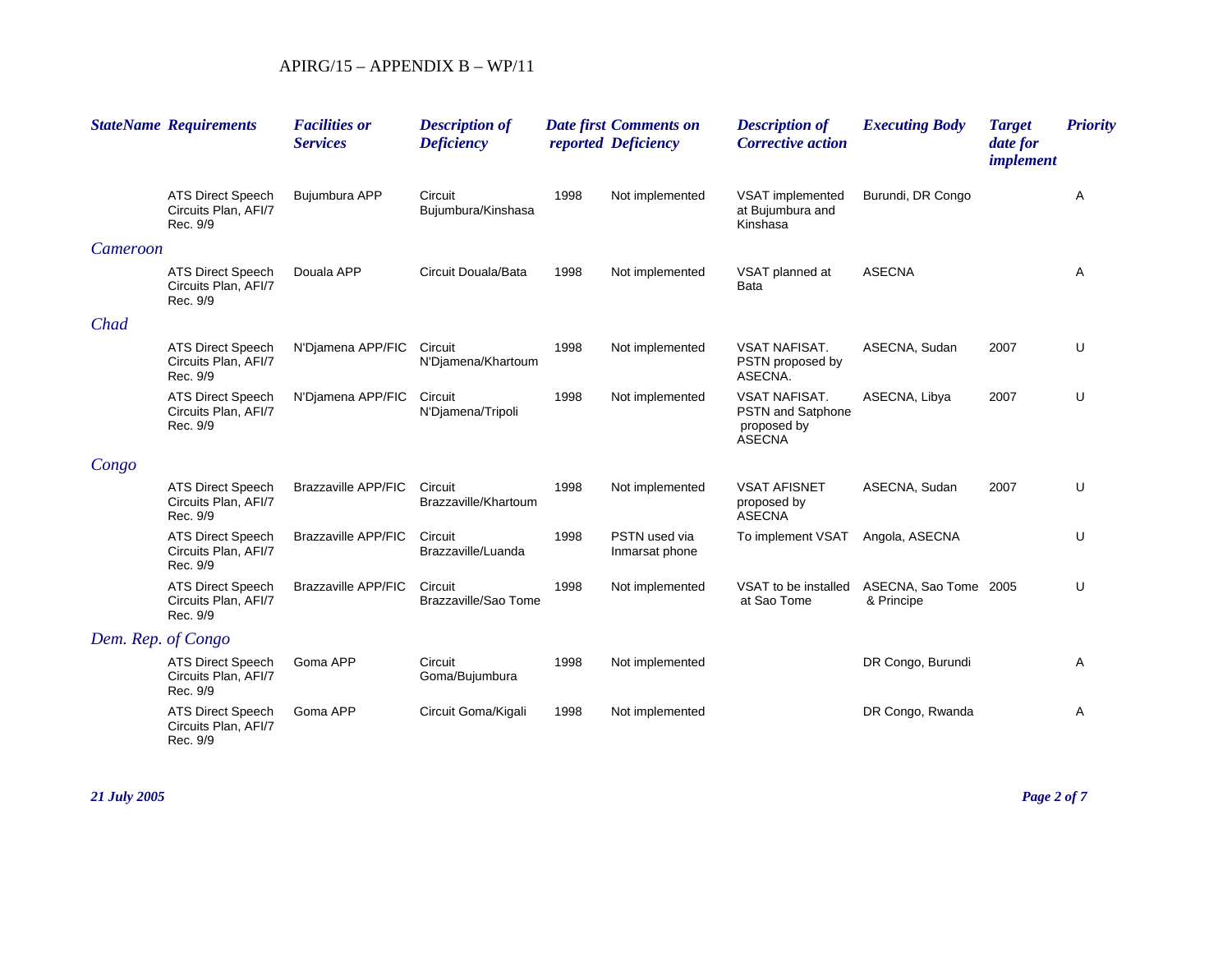| StateName | Requirements | Facilities or Services | Description of Deficiency | Date first reported | Comments on Deficiency | Description of Corrective action | Executing Body | Target date for implement | Priority |
|---|---|---|---|---|---|---|---|---|---|
| | ATS Direct Speech Circuits Plan, AFI/7 Rec. 9/9 | Bujumbura APP | Circuit Bujumbura/Kinshasa | 1998 | Not implemented | VSAT implemented at Bujumbura and Kinshasa | Burundi, DR Congo | | A |
| *Cameroon* | | | | | | | | | |
| | ATS Direct Speech Circuits Plan, AFI/7 Rec. 9/9 | Douala APP | Circuit Douala/Bata | 1998 | Not implemented | VSAT planned at Bata | ASECNA | | A |
| *Chad* | | | | | | | | | |
| | ATS Direct Speech Circuits Plan, AFI/7 Rec. 9/9 | N'Djamena APP/FIC | Circuit N'Djamena/Khartoum | 1998 | Not implemented | VSAT NAFISAT. PSTN proposed by ASECNA. | ASECNA, Sudan | 2007 | U |
| | ATS Direct Speech Circuits Plan, AFI/7 Rec. 9/9 | N'Djamena APP/FIC | Circuit N'Djamena/Tripoli | 1998 | Not implemented | VSAT NAFISAT. PSTN and Satphone proposed by ASECNA | ASECNA, Libya | 2007 | U |
| *Congo* | | | | | | | | | |
| | ATS Direct Speech Circuits Plan, AFI/7 Rec. 9/9 | Brazzaville APP/FIC | Circuit Brazzaville/Khartoum | 1998 | Not implemented | VSAT AFISNET proposed by ASECNA | ASECNA, Sudan | 2007 | U |
| | ATS Direct Speech Circuits Plan, AFI/7 Rec. 9/9 | Brazzaville APP/FIC | Circuit Brazzaville/Luanda | 1998 | PSTN used via Inmarsat phone | To implement VSAT | Angola, ASECNA | | U |
| | ATS Direct Speech Circuits Plan, AFI/7 Rec. 9/9 | Brazzaville APP/FIC | Circuit Brazzaville/Sao Tome | 1998 | Not implemented | VSAT to be installed at Sao Tome | ASECNA, Sao Tome & Principe | 2005 | U |
| *Dem. Rep. of Congo* | | | | | | | | | |
| | ATS Direct Speech Circuits Plan, AFI/7 Rec. 9/9 | Goma APP | Circuit Goma/Bujumbura | 1998 | Not implemented | | DR Congo, Burundi | | A |
| | ATS Direct Speech Circuits Plan, AFI/7 Rec. 9/9 | Goma APP | Circuit Goma/Kigali | 1998 | Not implemented | | DR Congo, Rwanda | | A |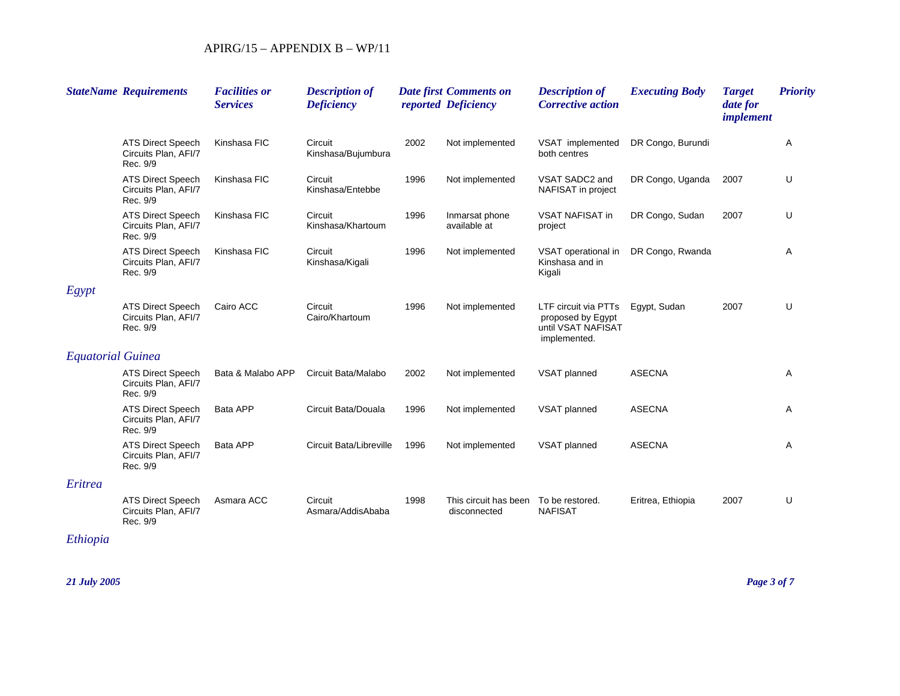| StateName | Requirements | Facilities or Services | Description of Deficiency | Date first reported | Comments on Deficiency | Description of Corrective action | Executing Body | Target date for implement | Priority |
|---|---|---|---|---|---|---|---|---|---|
| | ATS Direct Speech Circuits Plan, AFI/7 Rec. 9/9 | Kinshasa FIC | Circuit Kinshasa/Bujumbura | 2002 | Not implemented | VSAT implemented both centres | DR Congo, Burundi | | A |
| | ATS Direct Speech Circuits Plan, AFI/7 Rec. 9/9 | Kinshasa FIC | Circuit Kinshasa/Entebbe | 1996 | Not implemented | VSAT SADC2 and NAFISAT in project | DR Congo, Uganda | 2007 | U |
| | ATS Direct Speech Circuits Plan, AFI/7 Rec. 9/9 | Kinshasa FIC | Circuit Kinshasa/Khartoum | 1996 | Inmarsat phone available at | VSAT NAFISAT in project | DR Congo, Sudan | 2007 | U |
| | ATS Direct Speech Circuits Plan, AFI/7 Rec. 9/9 | Kinshasa FIC | Circuit Kinshasa/Kigali | 1996 | Not implemented | VSAT operational in Kinshasa and in Kigali | DR Congo, Rwanda | | A |
| *Egypt* | | | | | | | | | |
| | ATS Direct Speech Circuits Plan, AFI/7 Rec. 9/9 | Cairo ACC | Circuit Cairo/Khartoum | 1996 | Not implemented | LTF circuit via PTTs proposed by Egypt until VSAT NAFISAT implemented. | Egypt, Sudan | 2007 | U |
| *Equatorial Guinea* | | | | | | | | | |
| | ATS Direct Speech Circuits Plan, AFI/7 Rec. 9/9 | Bata & Malabo APP | Circuit Bata/Malabo | 2002 | Not implemented | VSAT planned | ASECNA | | A |
| | ATS Direct Speech Circuits Plan, AFI/7 Rec. 9/9 | Bata APP | Circuit Bata/Douala | 1996 | Not implemented | VSAT planned | ASECNA | | A |
| | ATS Direct Speech Circuits Plan, AFI/7 Rec. 9/9 | Bata APP | Circuit Bata/Libreville | 1996 | Not implemented | VSAT planned | ASECNA | | A |
| *Eritrea* | | | | | | | | | |
| | ATS Direct Speech Circuits Plan, AFI/7 Rec. 9/9 | Asmara ACC | Circuit Asmara/AddisAbaba | 1998 | This circuit has been disconnected | To be restored. NAFISAT | Eritrea, Ethiopia | 2007 | U |
| *Ethiopia* | | | | | | | | | |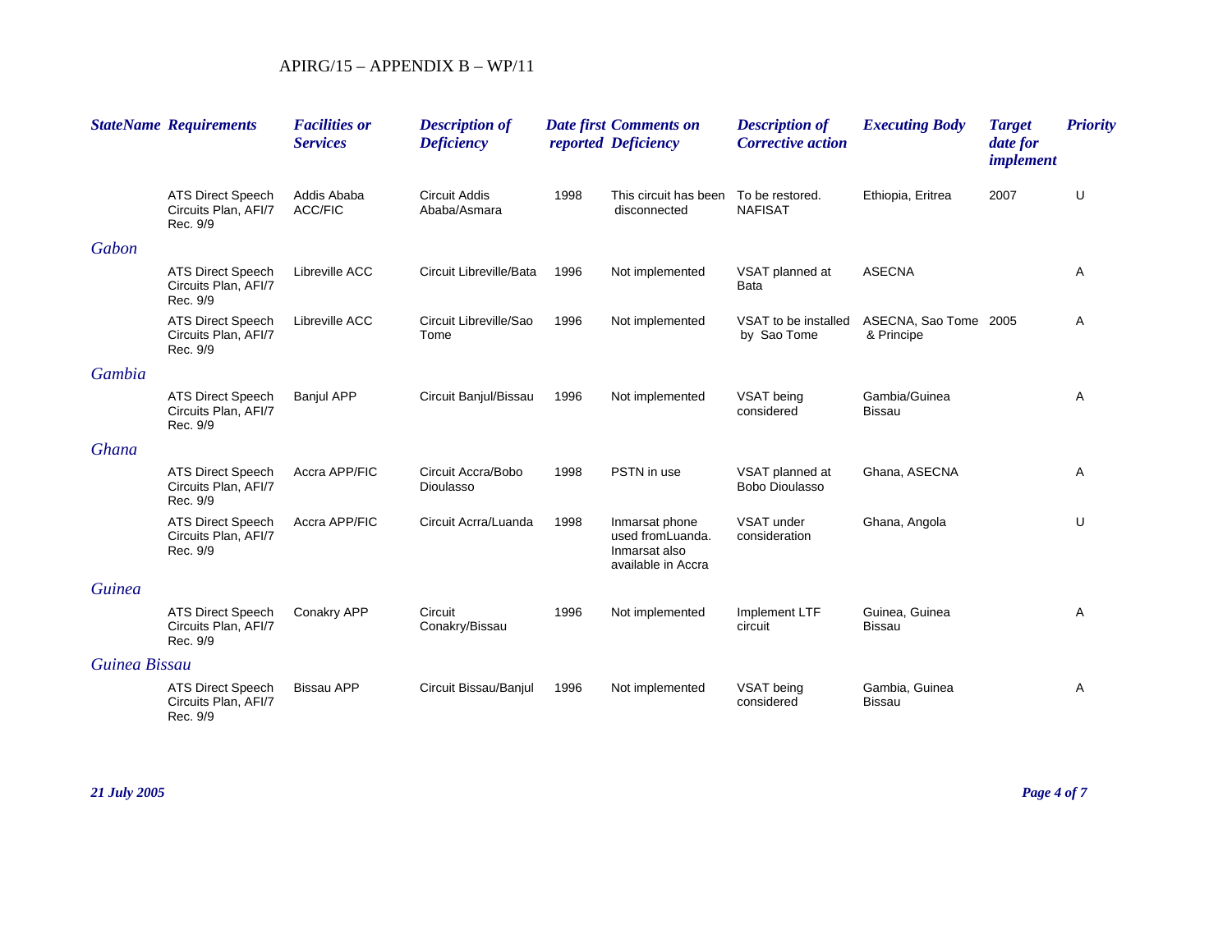APIRG/15 – APPENDIX B – WP/11

| StateName | Requirements | Facilities or Services | Description of Deficiency | Date first reported | Comments on Deficiency | Description of Corrective action | Executing Body | Target date for implement | Priority |
|---|---|---|---|---|---|---|---|---|---|
| | ATS Direct Speech Circuits Plan, AFI/7 Rec. 9/9 | Addis Ababa ACC/FIC | Circuit Addis Ababa/Asmara | 1998 | This circuit has been disconnected | To be restored. NAFISAT | Ethiopia, Eritrea | 2007 | U |
| *Gabon* | | | | | | | | | |
| | ATS Direct Speech Circuits Plan, AFI/7 Rec. 9/9 | Libreville ACC | Circuit Libreville/Bata | 1996 | Not implemented | VSAT planned at Bata | ASECNA | | A |
| | ATS Direct Speech Circuits Plan, AFI/7 Rec. 9/9 | Libreville ACC | Circuit Libreville/Sao Tome | 1996 | Not implemented | VSAT to be installed by Sao Tome | ASECNA, Sao Tome & Principe | 2005 | A |
| *Gambia* | | | | | | | | | |
| | ATS Direct Speech Circuits Plan, AFI/7 Rec. 9/9 | Banjul APP | Circuit Banjul/Bissau | 1996 | Not implemented | VSAT being considered | Gambia/Guinea Bissau | | A |
| *Ghana* | | | | | | | | | |
| | ATS Direct Speech Circuits Plan, AFI/7 Rec. 9/9 | Accra APP/FIC | Circuit Accra/Bobo Dioulasso | 1998 | PSTN in use | VSAT planned at Bobo Dioulasso | Ghana, ASECNA | | A |
| | ATS Direct Speech Circuits Plan, AFI/7 Rec. 9/9 | Accra APP/FIC | Circuit Acrra/Luanda | 1998 | Inmarsat phone used fromLuanda. Inmarsat also available in Accra | VSAT under consideration | Ghana, Angola | | U |
| *Guinea* | | | | | | | | | |
| | ATS Direct Speech Circuits Plan, AFI/7 Rec. 9/9 | Conakry APP | Circuit Conakry/Bissau | 1996 | Not implemented | Implement LTF circuit | Guinea, Guinea Bissau | | A |
| *Guinea Bissau* | | | | | | | | | |
| | ATS Direct Speech Circuits Plan, AFI/7 Rec. 9/9 | Bissau APP | Circuit Bissau/Banjul | 1996 | Not implemented | VSAT being considered | Gambia, Guinea Bissau | | A |

*21 July 2005*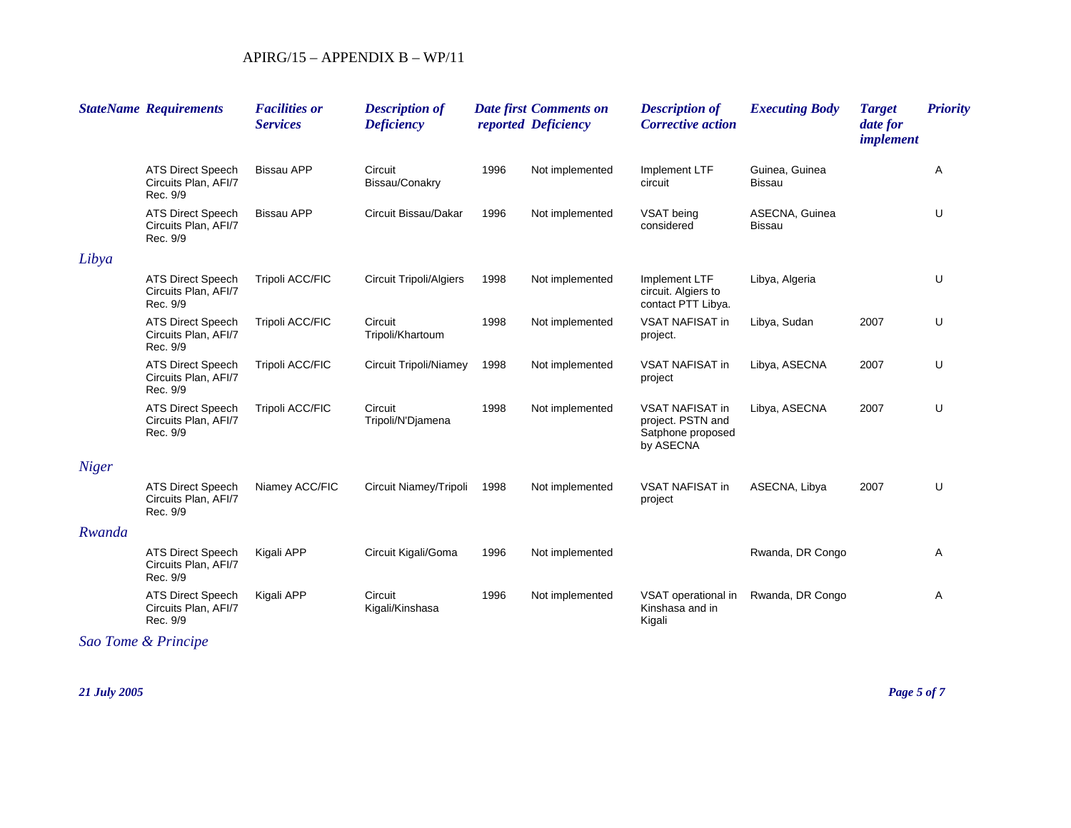| StateName | Requirements | Facilities or Services | Description of Deficiency | Date first reported | Comments on Deficiency | Description of Corrective action | Executing Body | Target date for implement | Priority |
|---|---|---|---|---|---|---|---|---|---|
| | ATS Direct Speech Circuits Plan, AFI/7 Rec. 9/9 | Bissau APP | Circuit Bissau/Conakry | 1996 | Not implemented | Implement LTF circuit | Guinea, Guinea Bissau | | A |
| | ATS Direct Speech Circuits Plan, AFI/7 Rec. 9/9 | Bissau APP | Circuit Bissau/Dakar | 1996 | Not implemented | VSAT being considered | ASECNA, Guinea Bissau | | U |
| *Libya* | | | | | | | | | |
| | ATS Direct Speech Circuits Plan, AFI/7 Rec. 9/9 | Tripoli ACC/FIC | Circuit Tripoli/Algiers | 1998 | Not implemented | Implement LTF circuit. Algiers to contact PTT Libya. | Libya, Algeria | | U |
| | ATS Direct Speech Circuits Plan, AFI/7 Rec. 9/9 | Tripoli ACC/FIC | Circuit Tripoli/Khartoum | 1998 | Not implemented | VSAT NAFISAT in project. | Libya, Sudan | 2007 | U |
| | ATS Direct Speech Circuits Plan, AFI/7 Rec. 9/9 | Tripoli ACC/FIC | Circuit Tripoli/Niamey | 1998 | Not implemented | VSAT NAFISAT in project | Libya, ASECNA | 2007 | U |
| | ATS Direct Speech Circuits Plan, AFI/7 Rec. 9/9 | Tripoli ACC/FIC | Circuit Tripoli/N'Djamena | 1998 | Not implemented | VSAT NAFISAT in project. PSTN and Satphone proposed by ASECNA | Libya, ASECNA | 2007 | U |
| *Niger* | | | | | | | | | |
| | ATS Direct Speech Circuits Plan, AFI/7 Rec. 9/9 | Niamey ACC/FIC | Circuit Niamey/Tripoli | 1998 | Not implemented | VSAT NAFISAT in project | ASECNA, Libya | 2007 | U |
| *Rwanda* | | | | | | | | | |
| | ATS Direct Speech Circuits Plan, AFI/7 Rec. 9/9 | Kigali APP | Circuit Kigali/Goma | 1996 | Not implemented | | Rwanda, DR Congo | | A |
| | ATS Direct Speech Circuits Plan, AFI/7 Rec. 9/9 | Kigali APP | Circuit Kigali/Kinshasa | 1996 | Not implemented | VSAT operational in Kinshasa and in Kigali | Rwanda, DR Congo | | A |
| *Sao Tome & Principe* | | | | | | | | | |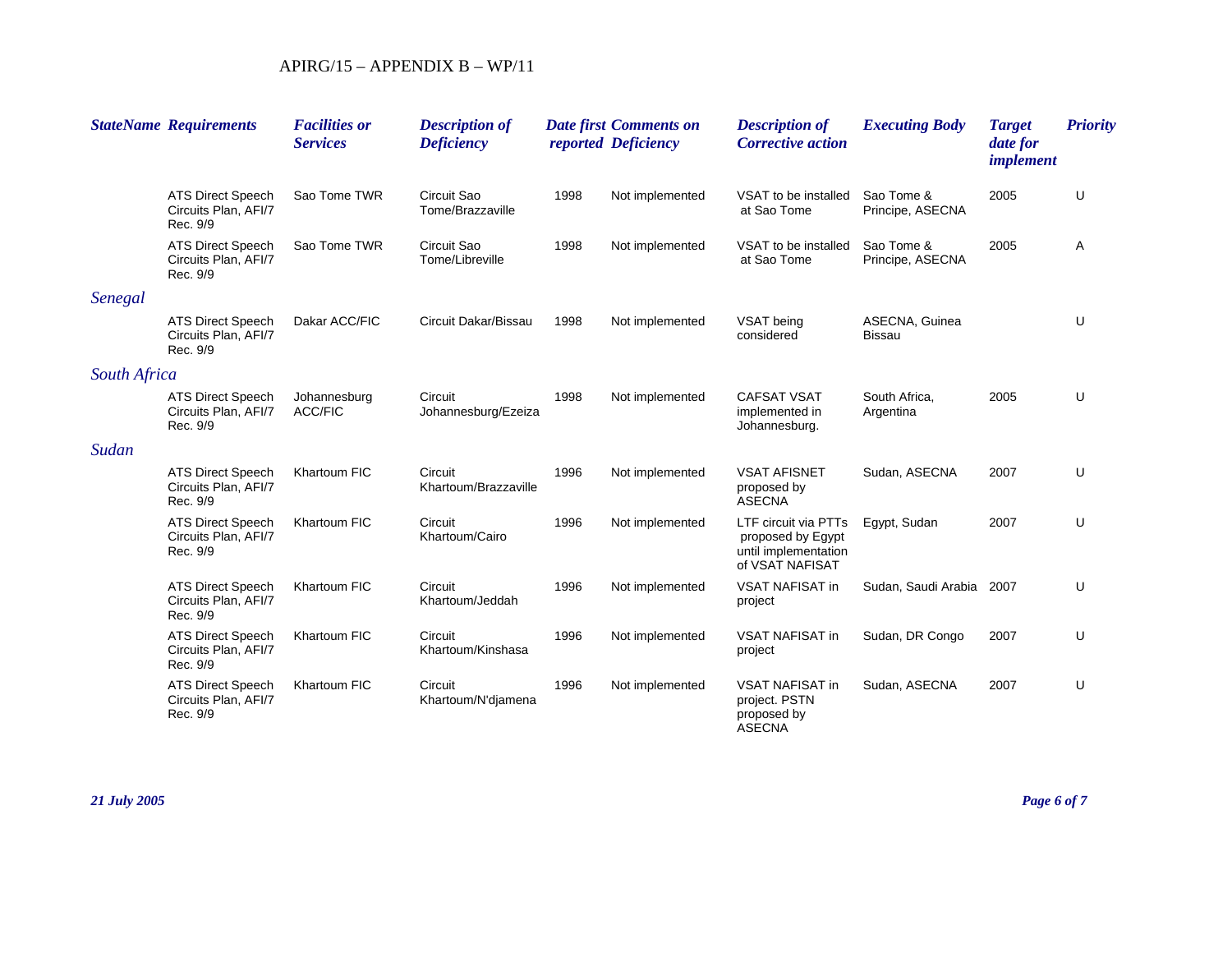| StateName | Requirements | Facilities or Services | Description of Deficiency | Date first reported | Comments on Deficiency | Description of Corrective action | Executing Body | Target date for implement | Priority |
|---|---|---|---|---|---|---|---|---|---|
| | ATS Direct Speech Circuits Plan, AFI/7 Rec. 9/9 | Sao Tome TWR | Circuit Sao Tome/Brazzaville | 1998 | Not implemented | VSAT to be installed at Sao Tome | Sao Tome & Principe, ASECNA | 2005 | U |
| | ATS Direct Speech Circuits Plan, AFI/7 Rec. 9/9 | Sao Tome TWR | Circuit Sao Tome/Libreville | 1998 | Not implemented | VSAT to be installed at Sao Tome | Sao Tome & Principe, ASECNA | 2005 | A |
| *Senegal* | | | | | | | | | |
| | ATS Direct Speech Circuits Plan, AFI/7 Rec. 9/9 | Dakar ACC/FIC | Circuit Dakar/Bissau | 1998 | Not implemented | VSAT being considered | ASECNA, Guinea Bissau | | U |
| *South Africa* | | | | | | | | | |
| | ATS Direct Speech Circuits Plan, AFI/7 Rec. 9/9 | Johannesburg ACC/FIC | Circuit Johannesburg/Ezeiza | 1998 | Not implemented | CAFSAT VSAT implemented in Johannesburg. | South Africa, Argentina | 2005 | U |
| *Sudan* | | | | | | | | | |
| | ATS Direct Speech Circuits Plan, AFI/7 Rec. 9/9 | Khartoum FIC | Circuit Khartoum/Brazzaville | 1996 | Not implemented | VSAT AFISNET proposed by ASECNA | Sudan, ASECNA | 2007 | U |
| | ATS Direct Speech Circuits Plan, AFI/7 Rec. 9/9 | Khartoum FIC | Circuit Khartoum/Cairo | 1996 | Not implemented | LTF circuit via PTTs proposed by Egypt until implementation of VSAT NAFISAT | Egypt, Sudan | 2007 | U |
| | ATS Direct Speech Circuits Plan, AFI/7 Rec. 9/9 | Khartoum FIC | Circuit Khartoum/Jeddah | 1996 | Not implemented | VSAT NAFISAT in project | Sudan, Saudi Arabia | 2007 | U |
| | ATS Direct Speech Circuits Plan, AFI/7 Rec. 9/9 | Khartoum FIC | Circuit Khartoum/Kinshasa | 1996 | Not implemented | VSAT NAFISAT in project | Sudan, DR Congo | 2007 | U |
| | ATS Direct Speech Circuits Plan, AFI/7 Rec. 9/9 | Khartoum FIC | Circuit Khartoum/N'djamena | 1996 | Not implemented | VSAT NAFISAT in project. PSTN proposed by ASECNA | Sudan, ASECNA | 2007 | U |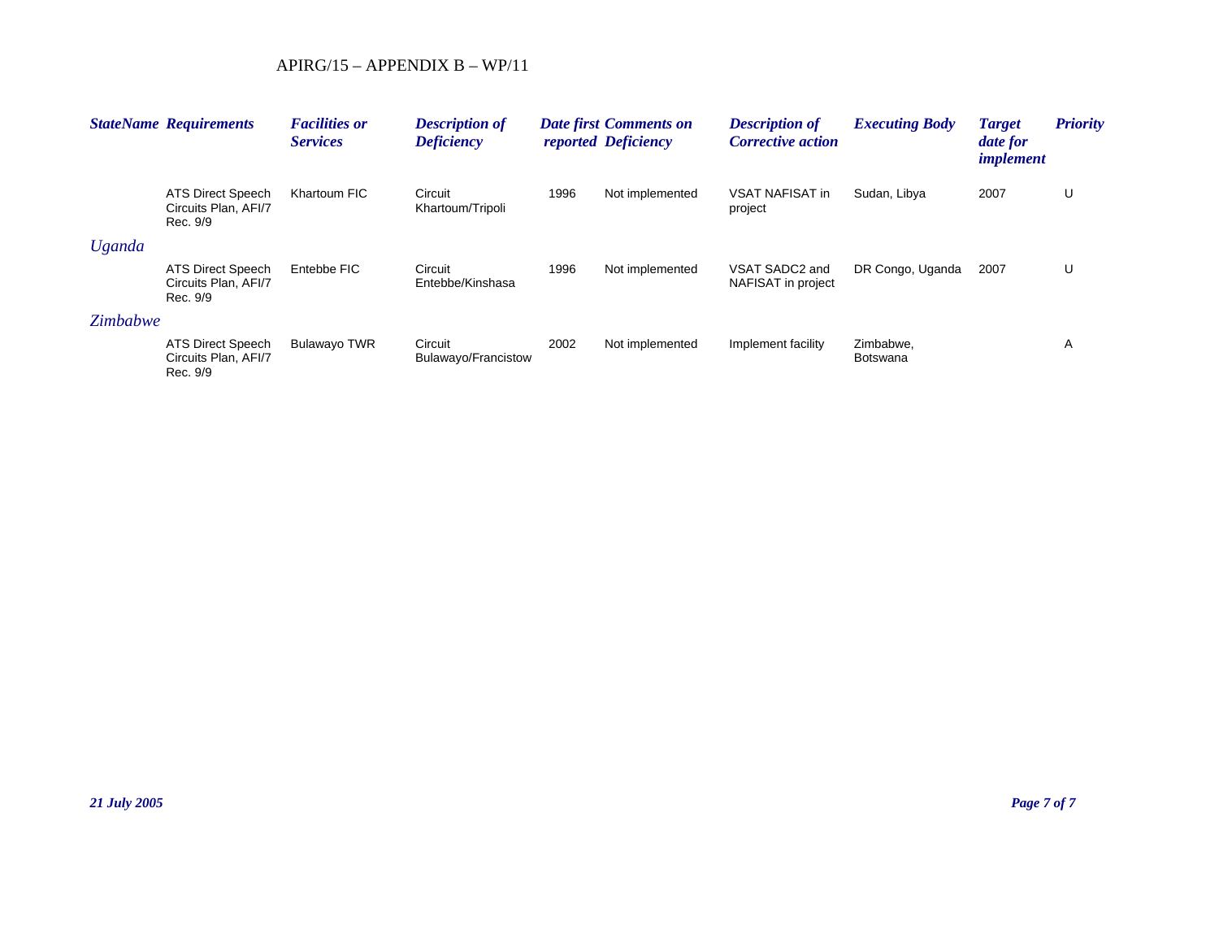| StateName | Requirements | Facilities or Services | Description of Deficiency | Date first reported | Comments on Deficiency | Description of Corrective action | Executing Body | Target date for implement | Priority |
|---|---|---|---|---|---|---|---|---|---|
| | ATS Direct Speech Circuits Plan, AFI/7 Rec. 9/9 | Khartoum FIC | Circuit Khartoum/Tripoli | 1996 | Not implemented | VSAT NAFISAT in project | Sudan, Libya | 2007 | U |
| *Uganda* | | | | | | | | | |
| | ATS Direct Speech Circuits Plan, AFI/7 Rec. 9/9 | Entebbe FIC | Circuit Entebbe/Kinshasa | 1996 | Not implemented | VSAT SADC2 and NAFISAT in project | DR Congo, Uganda | 2007 | U |
| *Zimbabwe* | | | | | | | | | |
| | ATS Direct Speech Circuits Plan, AFI/7 Rec. 9/9 | Bulawayo TWR | Circuit Bulawayo/Francistow | 2002 | Not implemented | Implement facility | Zimbabwe, Botswana | | A |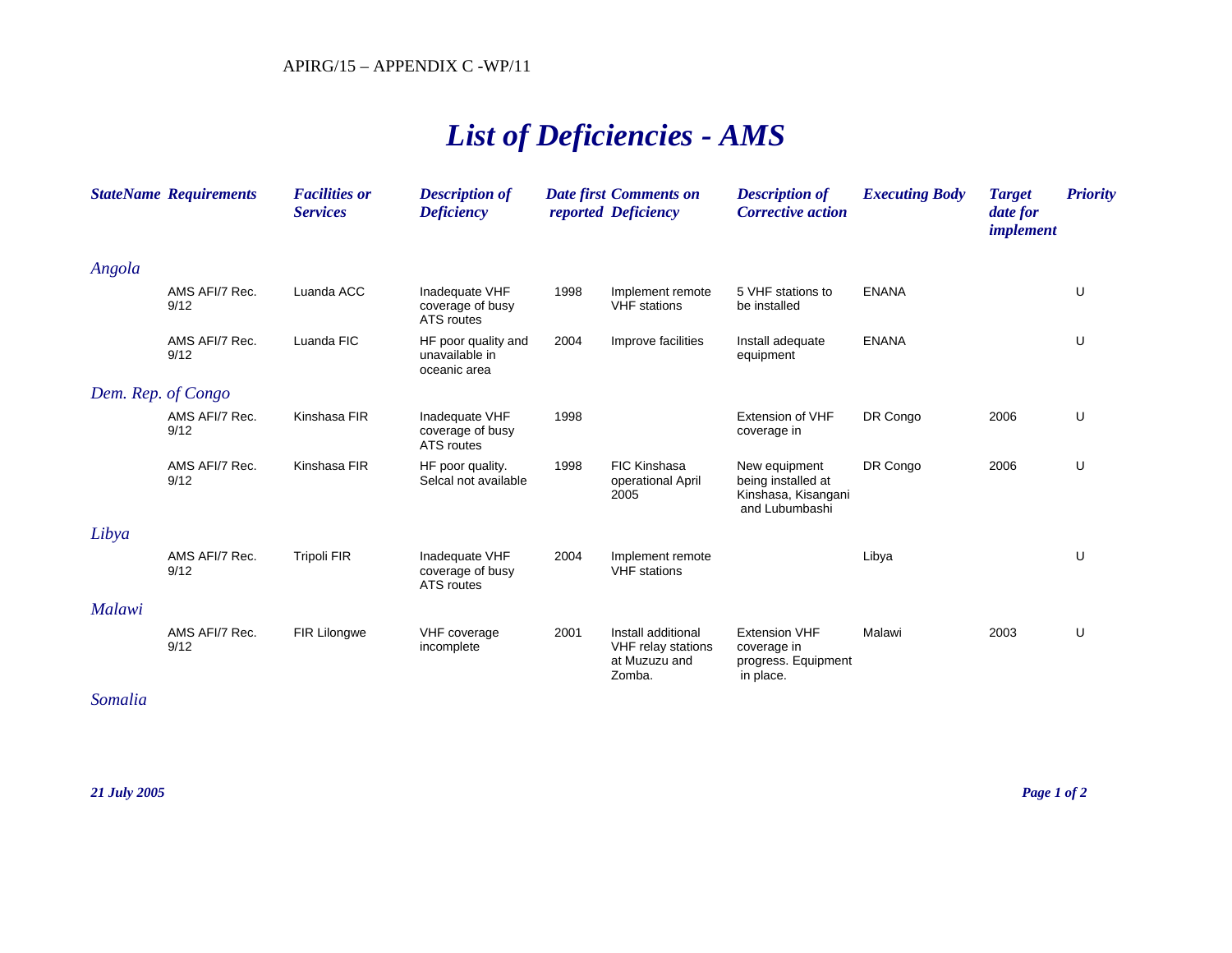APIRG/15 – APPENDIX C -WP/11

# *List of Deficiencies - AMS*

| *StateName* | *Requirements* | *Facilities or Services* | *Description of Deficiency* | *Date first reported* | *Comments on Deficiency* | *Description of Corrective action* | *Executing Body* | *Target date for implement* | *Priority* |
|---|---|---|---|---|---|---|---|---|---|
| *Angola* | | | | | | | | | |
| | AMS AFI/7 Rec. 9/12 | Luanda ACC | Inadequate VHF coverage of busy ATS routes | 1998 | Implement remote VHF stations | 5 VHF stations to be installed | ENANA | | U |
| | AMS AFI/7 Rec. 9/12 | Luanda FIC | HF poor quality and unavailable in oceanic area | 2004 | Improve facilities | Install adequate equipment | ENANA | | U |
| *Dem. Rep. of Congo* | | | | | | | | | |
| | AMS AFI/7 Rec. 9/12 | Kinshasa FIR | Inadequate VHF coverage of busy ATS routes | 1998 | | Extension of VHF coverage in | DR Congo | 2006 | U |
| | AMS AFI/7 Rec. 9/12 | Kinshasa FIR | HF poor quality. Selcal not available | 1998 | FIC Kinshasa operational April 2005 | New equipment being installed at Kinshasa, Kisangani and Lubumbashi | DR Congo | 2006 | U |
| *Libya* | | | | | | | | | |
| | AMS AFI/7 Rec. 9/12 | Tripoli FIR | Inadequate VHF coverage of busy ATS routes | 2004 | Implement remote VHF stations | | Libya | | U |
| *Malawi* | | | | | | | | | |
| | AMS AFI/7 Rec. 9/12 | FIR Lilongwe | VHF coverage incomplete | 2001 | Install additional VHF relay stations at Muzuzu and Zomba. | Extension VHF coverage in progress. Equipment in place. | Malawi | 2003 | U |
| *Somalia* | | | | | | | | | |

*21 July 2005*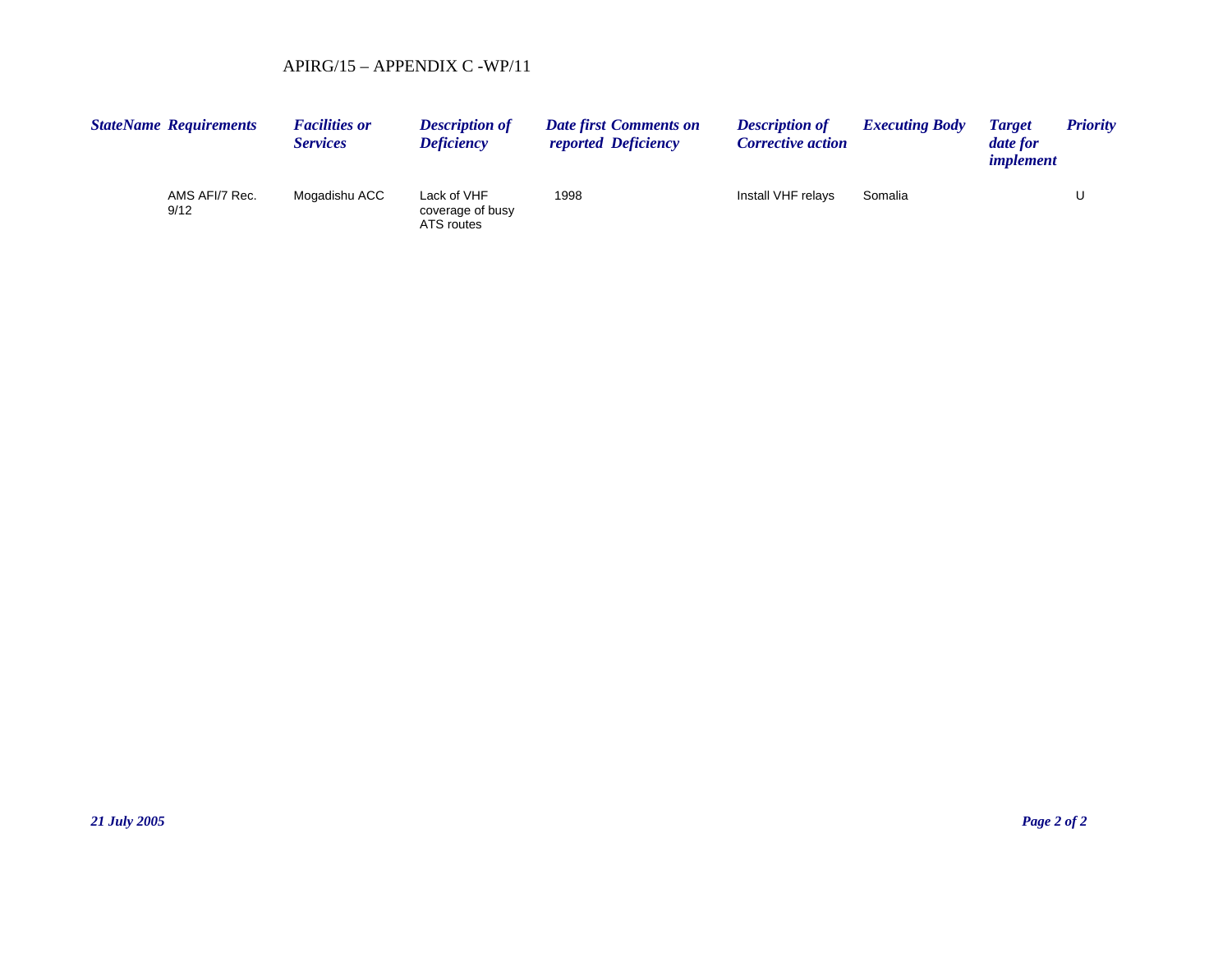| StateName | Requirements | Facilities or Services | Description of Deficiency | Date first reported | Comments on Deficiency | Description of Corrective action | Executing Body | Target date for implement | Priority |
|---|---|---|---|---|---|---|---|---|---|
| | AMS AFI/7 Rec. 9/12 | Mogadishu ACC | Lack of VHF coverage of busy ATS routes | 1998 | | Install VHF relays | Somalia | | U |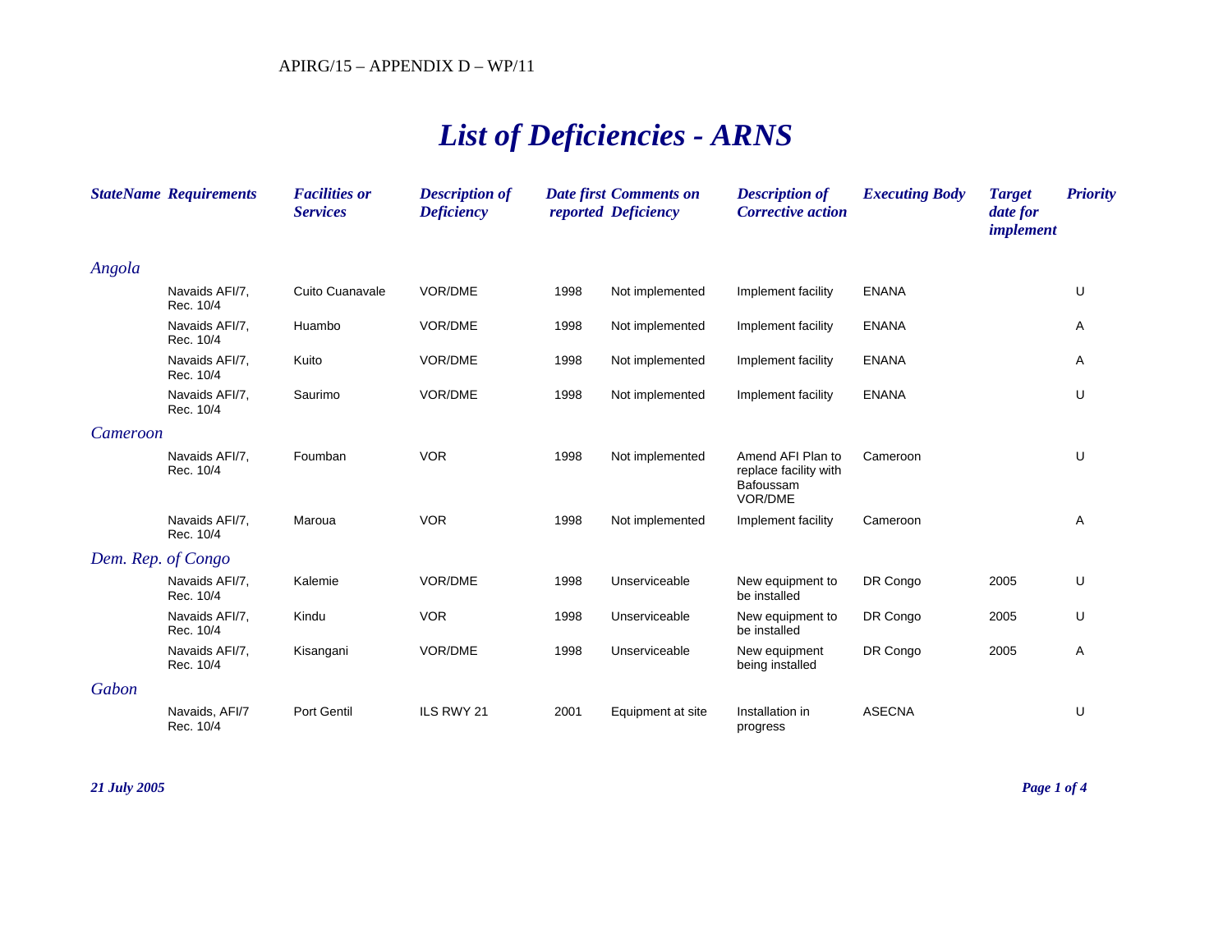APIRG/15 – APPENDIX D – WP/11

# *List of Deficiencies - ARNS*

| StateName | Requirements | Facilities or Services | Description of Deficiency | Date first reported | Comments on Deficiency | Description of Corrective action | Executing Body | Target date for implement | Priority |
|---|---|---|---|---|---|---|---|---|---|
| *Angola* | | | | | | | | | |
| | Navaids AFI/7, Rec. 10/4 | Cuito Cuanavale | VOR/DME | 1998 | Not implemented | Implement facility | ENANA | | U |
| | Navaids AFI/7, Rec. 10/4 | Huambo | VOR/DME | 1998 | Not implemented | Implement facility | ENANA | | A |
| | Navaids AFI/7, Rec. 10/4 | Kuito | VOR/DME | 1998 | Not implemented | Implement facility | ENANA | | A |
| | Navaids AFI/7, Rec. 10/4 | Saurimo | VOR/DME | 1998 | Not implemented | Implement facility | ENANA | | U |
| *Cameroon* | | | | | | | | | |
| | Navaids AFI/7, Rec. 10/4 | Foumban | VOR | 1998 | Not implemented | Amend AFI Plan to replace facility with Bafoussam VOR/DME | Cameroon | | U |
| | Navaids AFI/7, Rec. 10/4 | Maroua | VOR | 1998 | Not implemented | Implement facility | Cameroon | | A |
| *Dem. Rep. of Congo* | | | | | | | | | |
| | Navaids AFI/7, Rec. 10/4 | Kalemie | VOR/DME | 1998 | Unserviceable | New equipment to be installed | DR Congo | 2005 | U |
| | Navaids AFI/7, Rec. 10/4 | Kindu | VOR | 1998 | Unserviceable | New equipment to be installed | DR Congo | 2005 | U |
| | Navaids AFI/7, Rec. 10/4 | Kisangani | VOR/DME | 1998 | Unserviceable | New equipment being installed | DR Congo | 2005 | A |
| *Gabon* | | | | | | | | | |
| | Navaids, AFI/7 Rec. 10/4 | Port Gentil | ILS RWY 21 | 2001 | Equipment at site | Installation in progress | ASECNA | | U |

*21 July 2005*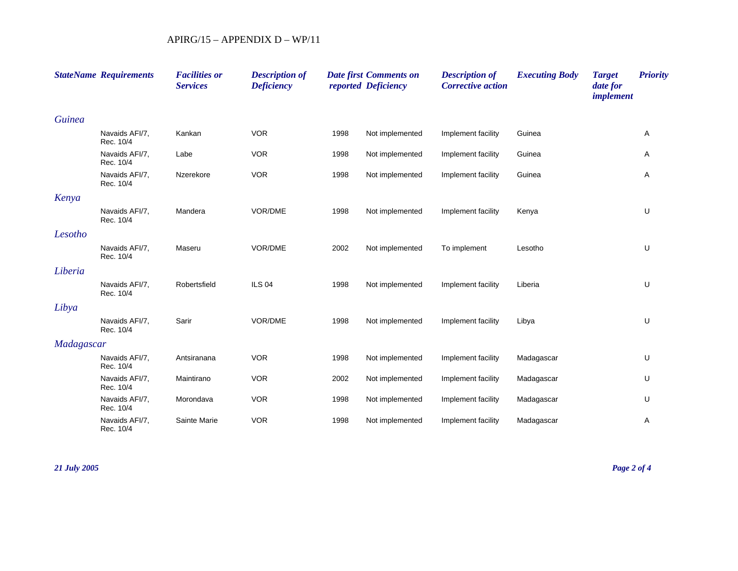APIRG/15 – APPENDIX D – WP/11

| StateName | Requirements | Facilities or Services | Description of Deficiency | Date first reported | Comments on Deficiency | Description of Corrective action | Executing Body | Target date for implement | Priority |
|---|---|---|---|---|---|---|---|---|---|
| *Guinea* | | | | | | | | | |
| | Navaids AFI/7, Rec. 10/4 | Kankan | VOR | 1998 | Not implemented | Implement facility | Guinea | | A |
| | Navaids AFI/7, Rec. 10/4 | Labe | VOR | 1998 | Not implemented | Implement facility | Guinea | | A |
| | Navaids AFI/7, Rec. 10/4 | Nzerekore | VOR | 1998 | Not implemented | Implement facility | Guinea | | A |
| *Kenya* | | | | | | | | | |
| | Navaids AFI/7, Rec. 10/4 | Mandera | VOR/DME | 1998 | Not implemented | Implement facility | Kenya | | U |
| *Lesotho* | | | | | | | | | |
| | Navaids AFI/7, Rec. 10/4 | Maseru | VOR/DME | 2002 | Not implemented | To implement | Lesotho | | U |
| *Liberia* | | | | | | | | | |
| | Navaids AFI/7, Rec. 10/4 | Robertsfield | ILS 04 | 1998 | Not implemented | Implement facility | Liberia | | U |
| *Libya* | | | | | | | | | |
| | Navaids AFI/7, Rec. 10/4 | Sarir | VOR/DME | 1998 | Not implemented | Implement facility | Libya | | U |
| *Madagascar* | | | | | | | | | |
| | Navaids AFI/7, Rec. 10/4 | Antsiranana | VOR | 1998 | Not implemented | Implement facility | Madagascar | | U |
| | Navaids AFI/7, Rec. 10/4 | Maintirano | VOR | 2002 | Not implemented | Implement facility | Madagascar | | U |
| | Navaids AFI/7, Rec. 10/4 | Morondava | VOR | 1998 | Not implemented | Implement facility | Madagascar | | U |
| | Navaids AFI/7, Rec. 10/4 | Sainte Marie | VOR | 1998 | Not implemented | Implement facility | Madagascar | | A |

*21 July 2005*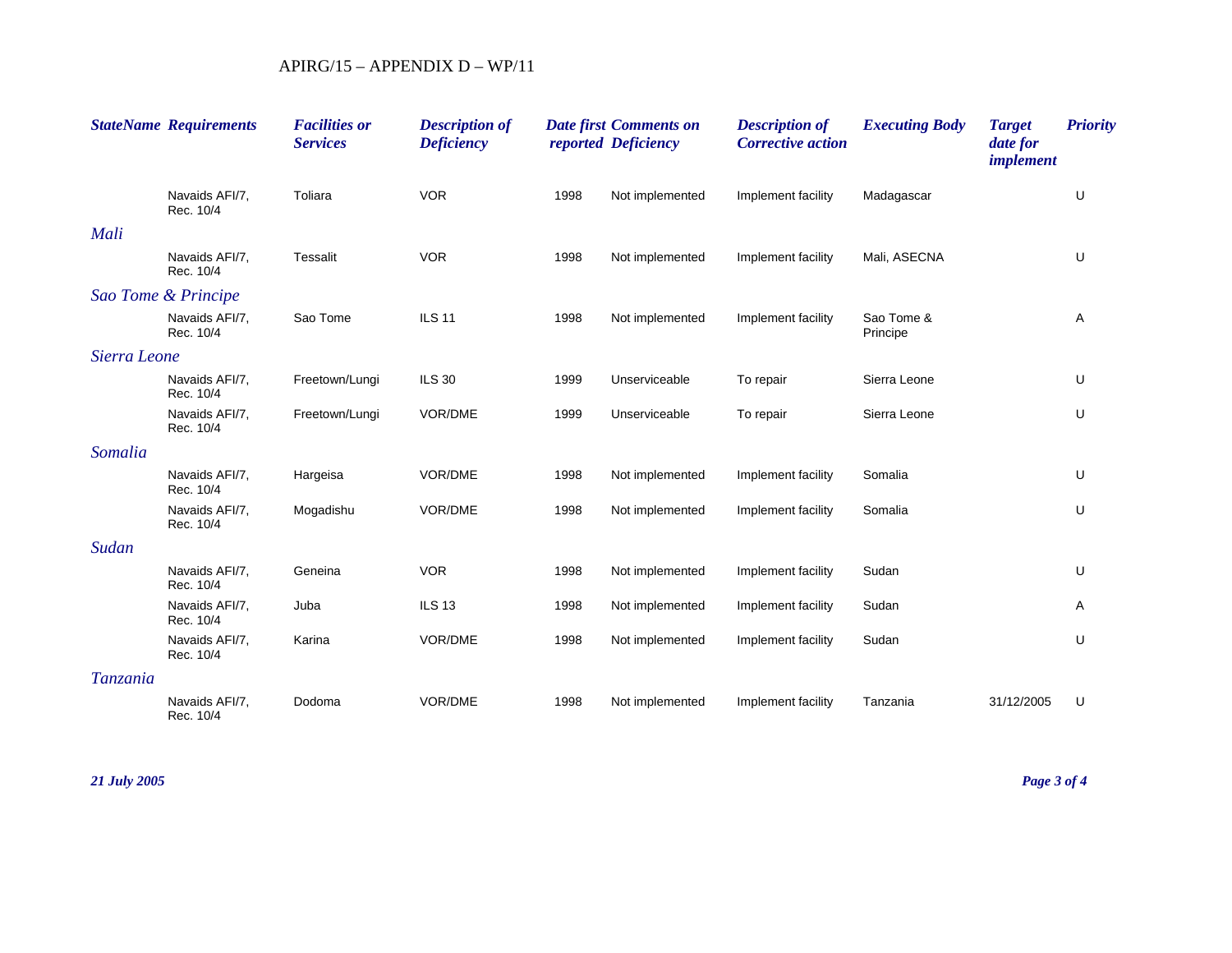| StateName | Requirements | Facilities or Services | Description of Deficiency | Date first reported | Comments on Deficiency | Description of Corrective action | Executing Body | Target date for implement | Priority |
|---|---|---|---|---|---|---|---|---|---|
| | Navaids AFI/7, Rec. 10/4 | Toliara | VOR | 1998 | Not implemented | Implement facility | Madagascar | | U |
| *Mali* | | | | | | | | | |
| | Navaids AFI/7, Rec. 10/4 | Tessalit | VOR | 1998 | Not implemented | Implement facility | Mali, ASECNA | | U |
| *Sao Tome & Principe* | | | | | | | | | |
| | Navaids AFI/7, Rec. 10/4 | Sao Tome | ILS 11 | 1998 | Not implemented | Implement facility | Sao Tome & Principe | | A |
| *Sierra Leone* | | | | | | | | | |
| | Navaids AFI/7, Rec. 10/4 | Freetown/Lungi | ILS 30 | 1999 | Unserviceable | To repair | Sierra Leone | | U |
| | Navaids AFI/7, Rec. 10/4 | Freetown/Lungi | VOR/DME | 1999 | Unserviceable | To repair | Sierra Leone | | U |
| *Somalia* | | | | | | | | | |
| | Navaids AFI/7, Rec. 10/4 | Hargeisa | VOR/DME | 1998 | Not implemented | Implement facility | Somalia | | U |
| | Navaids AFI/7, Rec. 10/4 | Mogadishu | VOR/DME | 1998 | Not implemented | Implement facility | Somalia | | U |
| *Sudan* | | | | | | | | | |
| | Navaids AFI/7, Rec. 10/4 | Geneina | VOR | 1998 | Not implemented | Implement facility | Sudan | | U |
| | Navaids AFI/7, Rec. 10/4 | Juba | ILS 13 | 1998 | Not implemented | Implement facility | Sudan | | A |
| | Navaids AFI/7, Rec. 10/4 | Karina | VOR/DME | 1998 | Not implemented | Implement facility | Sudan | | U |
| *Tanzania* | | | | | | | | | |
| | Navaids AFI/7, Rec. 10/4 | Dodoma | VOR/DME | 1998 | Not implemented | Implement facility | Tanzania | 31/12/2005 | U |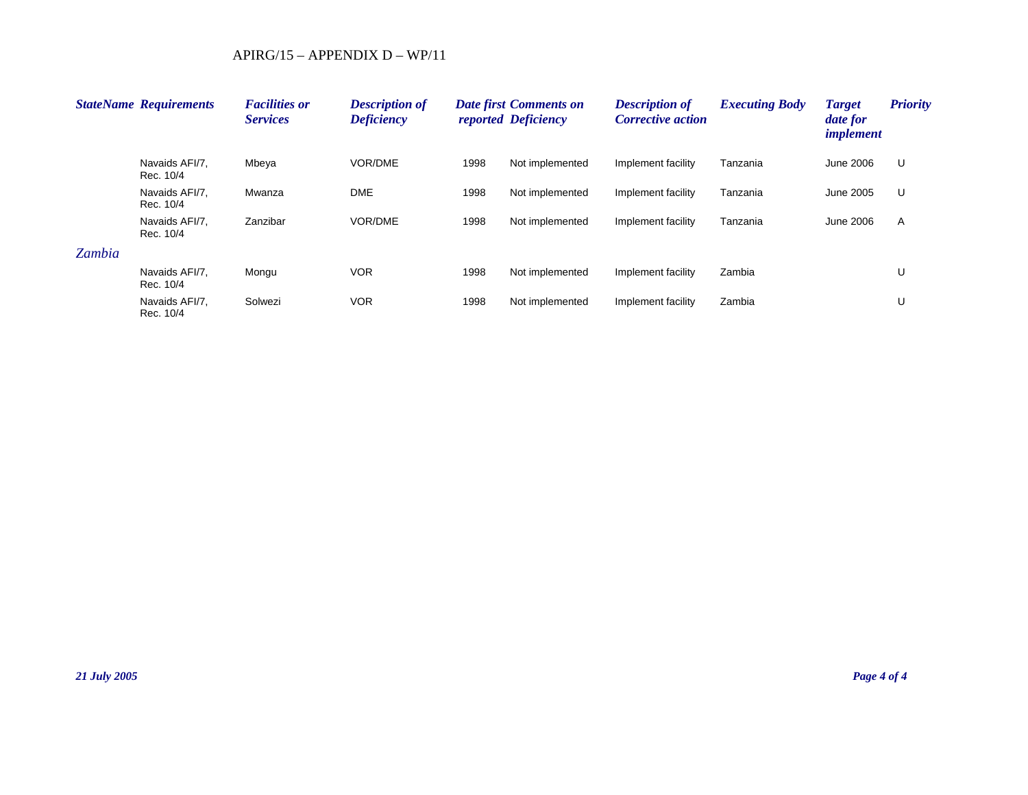| StateName | Requirements | Facilities or Services | Description of Deficiency | Date first reported | Comments on Deficiency | Description of Corrective action | Executing Body | Target date for implement | Priority |
|---|---|---|---|---|---|---|---|---|---|
| | Navaids AFI/7, Rec. 10/4 | Mbeya | VOR/DME | 1998 | Not implemented | Implement facility | Tanzania | June 2006 | U |
| | Navaids AFI/7, Rec. 10/4 | Mwanza | DME | 1998 | Not implemented | Implement facility | Tanzania | June 2005 | U |
| | Navaids AFI/7, Rec. 10/4 | Zanzibar | VOR/DME | 1998 | Not implemented | Implement facility | Tanzania | June 2006 | A |
| *Zambia* | | | | | | | | | |
| | Navaids AFI/7, Rec. 10/4 | Mongu | VOR | 1998 | Not implemented | Implement facility | Zambia | | U |
| | Navaids AFI/7, Rec. 10/4 | Solwezi | VOR | 1998 | Not implemented | Implement facility | Zambia | | U |